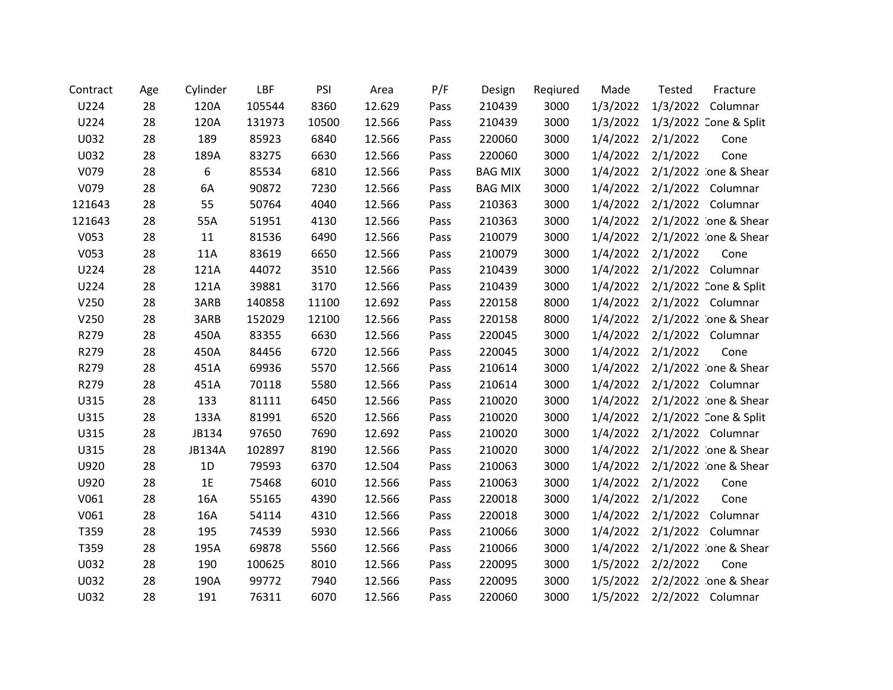| Contract | Age | Cylinder | LBF | PSI | Area | P/F | Design | Reqiured | Made | Tested | Fracture |
|---|---|---|---|---|---|---|---|---|---|---|---|
| U224 | 28 | 120A | 105544 | 8360 | 12.629 | Pass | 210439 | 3000 | 1/3/2022 | 1/3/2022 | Columnar |
| U224 | 28 | 120A | 131973 | 10500 | 12.566 | Pass | 210439 | 3000 | 1/3/2022 | 1/3/2022 | Cone & Split |
| U032 | 28 | 189 | 85923 | 6840 | 12.566 | Pass | 220060 | 3000 | 1/4/2022 | 2/1/2022 | Cone |
| U032 | 28 | 189A | 83275 | 6630 | 12.566 | Pass | 220060 | 3000 | 1/4/2022 | 2/1/2022 | Cone |
| V079 | 28 | 6 | 85534 | 6810 | 12.566 | Pass | BAG MIX | 3000 | 1/4/2022 | 2/1/2022 | Cone & Shear |
| V079 | 28 | 6A | 90872 | 7230 | 12.566 | Pass | BAG MIX | 3000 | 1/4/2022 | 2/1/2022 | Columnar |
| 121643 | 28 | 55 | 50764 | 4040 | 12.566 | Pass | 210363 | 3000 | 1/4/2022 | 2/1/2022 | Columnar |
| 121643 | 28 | 55A | 51951 | 4130 | 12.566 | Pass | 210363 | 3000 | 1/4/2022 | 2/1/2022 | Cone & Shear |
| V053 | 28 | 11 | 81536 | 6490 | 12.566 | Pass | 210079 | 3000 | 1/4/2022 | 2/1/2022 | Cone & Shear |
| V053 | 28 | 11A | 83619 | 6650 | 12.566 | Pass | 210079 | 3000 | 1/4/2022 | 2/1/2022 | Cone |
| U224 | 28 | 121A | 44072 | 3510 | 12.566 | Pass | 210439 | 3000 | 1/4/2022 | 2/1/2022 | Columnar |
| U224 | 28 | 121A | 39881 | 3170 | 12.566 | Pass | 210439 | 3000 | 1/4/2022 | 2/1/2022 | Cone & Split |
| V250 | 28 | 3ARB | 140858 | 11100 | 12.692 | Pass | 220158 | 8000 | 1/4/2022 | 2/1/2022 | Columnar |
| V250 | 28 | 3ARB | 152029 | 12100 | 12.566 | Pass | 220158 | 8000 | 1/4/2022 | 2/1/2022 | Cone & Shear |
| R279 | 28 | 450A | 83355 | 6630 | 12.566 | Pass | 220045 | 3000 | 1/4/2022 | 2/1/2022 | Columnar |
| R279 | 28 | 450A | 84456 | 6720 | 12.566 | Pass | 220045 | 3000 | 1/4/2022 | 2/1/2022 | Cone |
| R279 | 28 | 451A | 69936 | 5570 | 12.566 | Pass | 210614 | 3000 | 1/4/2022 | 2/1/2022 | Cone & Shear |
| R279 | 28 | 451A | 70118 | 5580 | 12.566 | Pass | 210614 | 3000 | 1/4/2022 | 2/1/2022 | Columnar |
| U315 | 28 | 133 | 81111 | 6450 | 12.566 | Pass | 210020 | 3000 | 1/4/2022 | 2/1/2022 | Cone & Shear |
| U315 | 28 | 133A | 81991 | 6520 | 12.566 | Pass | 210020 | 3000 | 1/4/2022 | 2/1/2022 | Cone & Split |
| U315 | 28 | JB134 | 97650 | 7690 | 12.692 | Pass | 210020 | 3000 | 1/4/2022 | 2/1/2022 | Columnar |
| U315 | 28 | JB134A | 102897 | 8190 | 12.566 | Pass | 210020 | 3000 | 1/4/2022 | 2/1/2022 | Cone & Shear |
| U920 | 28 | 1D | 79593 | 6370 | 12.504 | Pass | 210063 | 3000 | 1/4/2022 | 2/1/2022 | Cone & Shear |
| U920 | 28 | 1E | 75468 | 6010 | 12.566 | Pass | 210063 | 3000 | 1/4/2022 | 2/1/2022 | Cone |
| V061 | 28 | 16A | 55165 | 4390 | 12.566 | Pass | 220018 | 3000 | 1/4/2022 | 2/1/2022 | Cone |
| V061 | 28 | 16A | 54114 | 4310 | 12.566 | Pass | 220018 | 3000 | 1/4/2022 | 2/1/2022 | Columnar |
| T359 | 28 | 195 | 74539 | 5930 | 12.566 | Pass | 210066 | 3000 | 1/4/2022 | 2/1/2022 | Columnar |
| T359 | 28 | 195A | 69878 | 5560 | 12.566 | Pass | 210066 | 3000 | 1/4/2022 | 2/1/2022 | Cone & Shear |
| U032 | 28 | 190 | 100625 | 8010 | 12.566 | Pass | 220095 | 3000 | 1/5/2022 | 2/2/2022 | Cone |
| U032 | 28 | 190A | 99772 | 7940 | 12.566 | Pass | 220095 | 3000 | 1/5/2022 | 2/2/2022 | Cone & Shear |
| U032 | 28 | 191 | 76311 | 6070 | 12.566 | Pass | 220060 | 3000 | 1/5/2022 | 2/2/2022 | Columnar |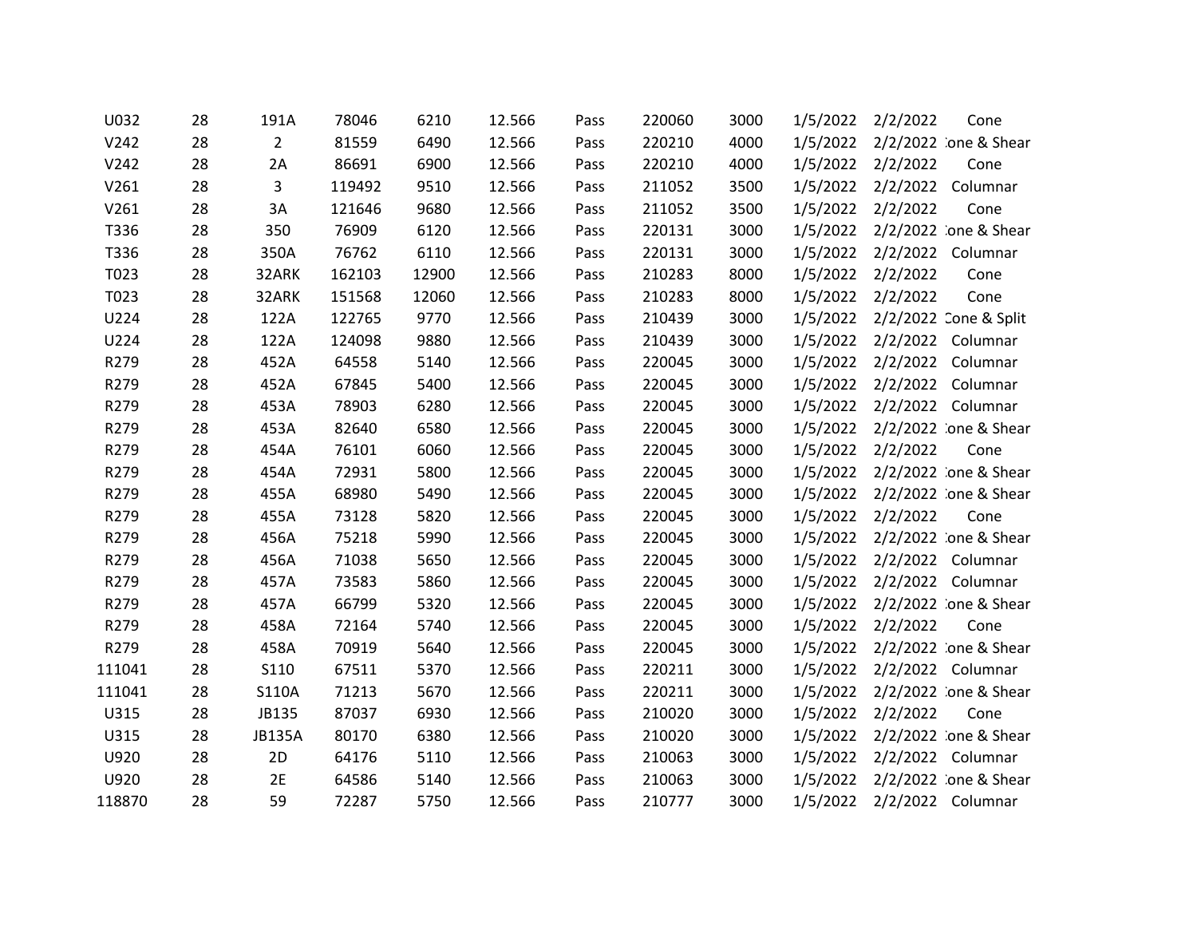| | | | | | | | | | | | |
|---|---|---|---|---|---|---|---|---|---|---|---|
| U032 | 28 | 191A | 78046 | 6210 | 12.566 | Pass | 220060 | 3000 | 1/5/2022 | 2/2/2022 | Cone |
| V242 | 28 | 2 | 81559 | 6490 | 12.566 | Pass | 220210 | 4000 | 1/5/2022 | 2/2/2022 | :one & Shear |
| V242 | 28 | 2A | 86691 | 6900 | 12.566 | Pass | 220210 | 4000 | 1/5/2022 | 2/2/2022 | Cone |
| V261 | 28 | 3 | 119492 | 9510 | 12.566 | Pass | 211052 | 3500 | 1/5/2022 | 2/2/2022 | Columnar |
| V261 | 28 | 3A | 121646 | 9680 | 12.566 | Pass | 211052 | 3500 | 1/5/2022 | 2/2/2022 | Cone |
| T336 | 28 | 350 | 76909 | 6120 | 12.566 | Pass | 220131 | 3000 | 1/5/2022 | 2/2/2022 | :one & Shear |
| T336 | 28 | 350A | 76762 | 6110 | 12.566 | Pass | 220131 | 3000 | 1/5/2022 | 2/2/2022 | Columnar |
| T023 | 28 | 32ARK | 162103 | 12900 | 12.566 | Pass | 210283 | 8000 | 1/5/2022 | 2/2/2022 | Cone |
| T023 | 28 | 32ARK | 151568 | 12060 | 12.566 | Pass | 210283 | 8000 | 1/5/2022 | 2/2/2022 | Cone |
| U224 | 28 | 122A | 122765 | 9770 | 12.566 | Pass | 210439 | 3000 | 1/5/2022 | 2/2/2022 | Cone & Split |
| U224 | 28 | 122A | 124098 | 9880 | 12.566 | Pass | 210439 | 3000 | 1/5/2022 | 2/2/2022 | Columnar |
| R279 | 28 | 452A | 64558 | 5140 | 12.566 | Pass | 220045 | 3000 | 1/5/2022 | 2/2/2022 | Columnar |
| R279 | 28 | 452A | 67845 | 5400 | 12.566 | Pass | 220045 | 3000 | 1/5/2022 | 2/2/2022 | Columnar |
| R279 | 28 | 453A | 78903 | 6280 | 12.566 | Pass | 220045 | 3000 | 1/5/2022 | 2/2/2022 | Columnar |
| R279 | 28 | 453A | 82640 | 6580 | 12.566 | Pass | 220045 | 3000 | 1/5/2022 | 2/2/2022 | :one & Shear |
| R279 | 28 | 454A | 76101 | 6060 | 12.566 | Pass | 220045 | 3000 | 1/5/2022 | 2/2/2022 | Cone |
| R279 | 28 | 454A | 72931 | 5800 | 12.566 | Pass | 220045 | 3000 | 1/5/2022 | 2/2/2022 | :one & Shear |
| R279 | 28 | 455A | 68980 | 5490 | 12.566 | Pass | 220045 | 3000 | 1/5/2022 | 2/2/2022 | :one & Shear |
| R279 | 28 | 455A | 73128 | 5820 | 12.566 | Pass | 220045 | 3000 | 1/5/2022 | 2/2/2022 | Cone |
| R279 | 28 | 456A | 75218 | 5990 | 12.566 | Pass | 220045 | 3000 | 1/5/2022 | 2/2/2022 | :one & Shear |
| R279 | 28 | 456A | 71038 | 5650 | 12.566 | Pass | 220045 | 3000 | 1/5/2022 | 2/2/2022 | Columnar |
| R279 | 28 | 457A | 73583 | 5860 | 12.566 | Pass | 220045 | 3000 | 1/5/2022 | 2/2/2022 | Columnar |
| R279 | 28 | 457A | 66799 | 5320 | 12.566 | Pass | 220045 | 3000 | 1/5/2022 | 2/2/2022 | :one & Shear |
| R279 | 28 | 458A | 72164 | 5740 | 12.566 | Pass | 220045 | 3000 | 1/5/2022 | 2/2/2022 | Cone |
| R279 | 28 | 458A | 70919 | 5640 | 12.566 | Pass | 220045 | 3000 | 1/5/2022 | 2/2/2022 | :one & Shear |
| 111041 | 28 | S110 | 67511 | 5370 | 12.566 | Pass | 220211 | 3000 | 1/5/2022 | 2/2/2022 | Columnar |
| 111041 | 28 | S110A | 71213 | 5670 | 12.566 | Pass | 220211 | 3000 | 1/5/2022 | 2/2/2022 | :one & Shear |
| U315 | 28 | JB135 | 87037 | 6930 | 12.566 | Pass | 210020 | 3000 | 1/5/2022 | 2/2/2022 | Cone |
| U315 | 28 | JB135A | 80170 | 6380 | 12.566 | Pass | 210020 | 3000 | 1/5/2022 | 2/2/2022 | :one & Shear |
| U920 | 28 | 2D | 64176 | 5110 | 12.566 | Pass | 210063 | 3000 | 1/5/2022 | 2/2/2022 | Columnar |
| U920 | 28 | 2E | 64586 | 5140 | 12.566 | Pass | 210063 | 3000 | 1/5/2022 | 2/2/2022 | :one & Shear |
| 118870 | 28 | 59 | 72287 | 5750 | 12.566 | Pass | 210777 | 3000 | 1/5/2022 | 2/2/2022 | Columnar |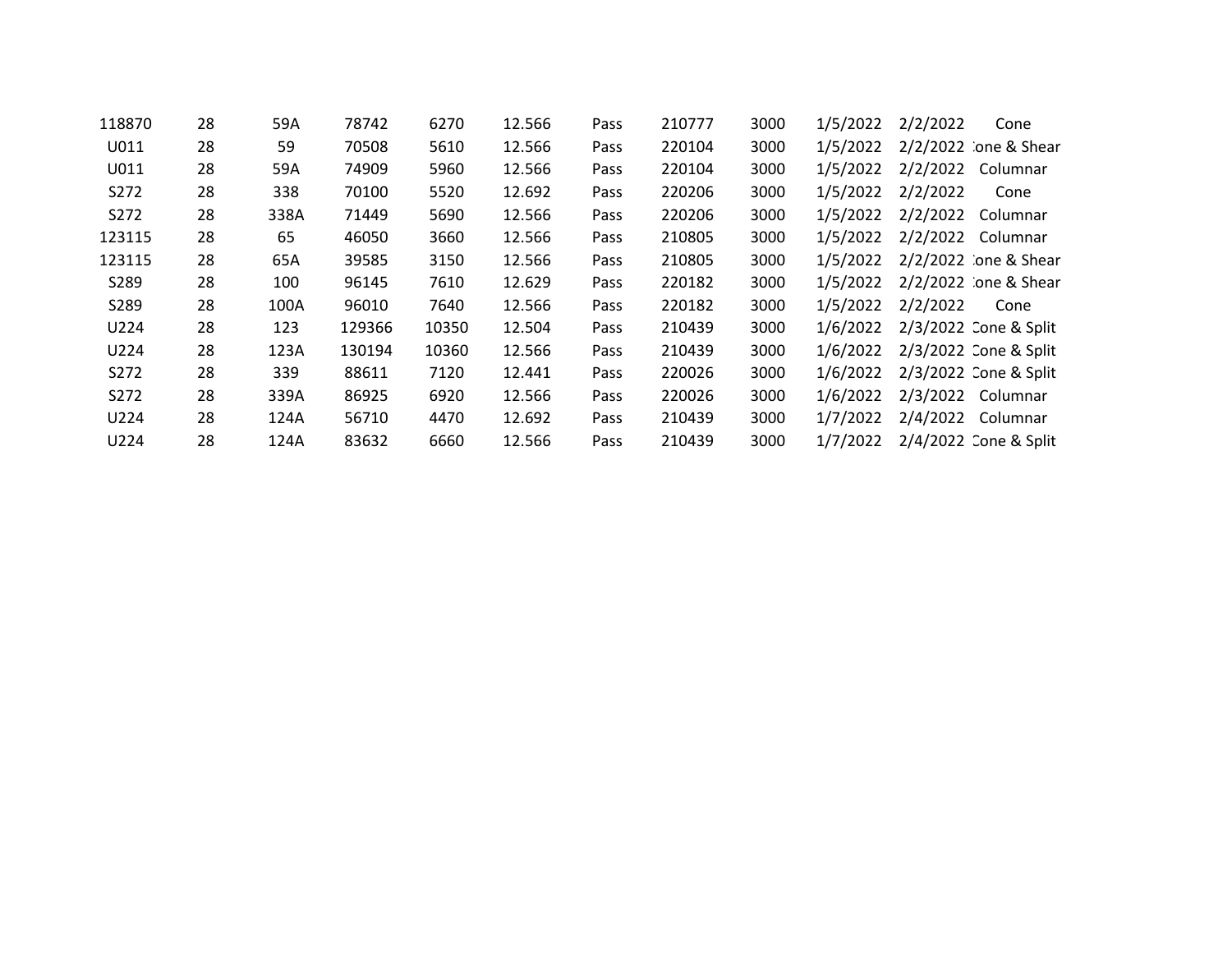| | | | | | | | | | | | |
|---|---|---|---|---|---|---|---|---|---|---|---|
| 118870 | 28 | 59A | 78742 | 6270 | 12.566 | Pass | 210777 | 3000 | 1/5/2022 | 2/2/2022 | Cone |
| U011 | 28 | 59 | 70508 | 5610 | 12.566 | Pass | 220104 | 3000 | 1/5/2022 | 2/2/2022 | :one & Shear |
| U011 | 28 | 59A | 74909 | 5960 | 12.566 | Pass | 220104 | 3000 | 1/5/2022 | 2/2/2022 | Columnar |
| S272 | 28 | 338 | 70100 | 5520 | 12.692 | Pass | 220206 | 3000 | 1/5/2022 | 2/2/2022 | Cone |
| S272 | 28 | 338A | 71449 | 5690 | 12.566 | Pass | 220206 | 3000 | 1/5/2022 | 2/2/2022 | Columnar |
| 123115 | 28 | 65 | 46050 | 3660 | 12.566 | Pass | 210805 | 3000 | 1/5/2022 | 2/2/2022 | Columnar |
| 123115 | 28 | 65A | 39585 | 3150 | 12.566 | Pass | 210805 | 3000 | 1/5/2022 | 2/2/2022 | :one & Shear |
| S289 | 28 | 100 | 96145 | 7610 | 12.629 | Pass | 220182 | 3000 | 1/5/2022 | 2/2/2022 | :one & Shear |
| S289 | 28 | 100A | 96010 | 7640 | 12.566 | Pass | 220182 | 3000 | 1/5/2022 | 2/2/2022 | Cone |
| U224 | 28 | 123 | 129366 | 10350 | 12.504 | Pass | 210439 | 3000 | 1/6/2022 | 2/3/2022 | Cone & Split |
| U224 | 28 | 123A | 130194 | 10360 | 12.566 | Pass | 210439 | 3000 | 1/6/2022 | 2/3/2022 | Cone & Split |
| S272 | 28 | 339 | 88611 | 7120 | 12.441 | Pass | 220026 | 3000 | 1/6/2022 | 2/3/2022 | Cone & Split |
| S272 | 28 | 339A | 86925 | 6920 | 12.566 | Pass | 220026 | 3000 | 1/6/2022 | 2/3/2022 | Columnar |
| U224 | 28 | 124A | 56710 | 4470 | 12.692 | Pass | 210439 | 3000 | 1/7/2022 | 2/4/2022 | Columnar |
| U224 | 28 | 124A | 83632 | 6660 | 12.566 | Pass | 210439 | 3000 | 1/7/2022 | 2/4/2022 | Cone & Split |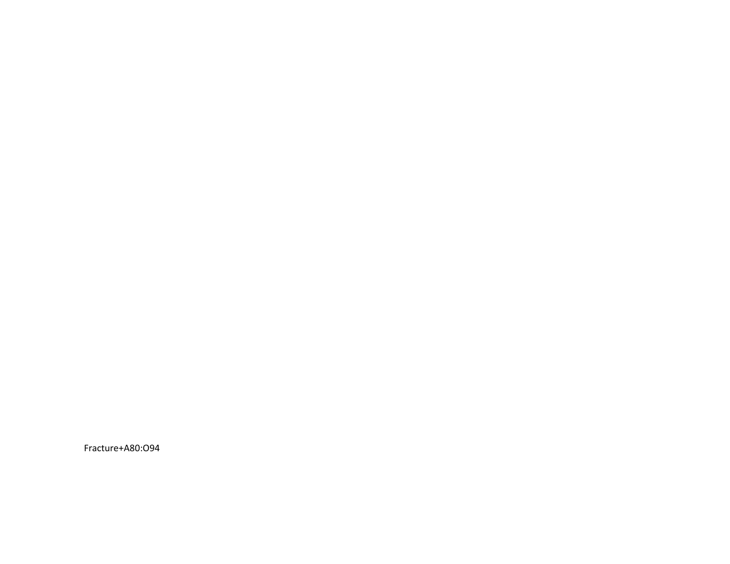Fracture+A80:O94